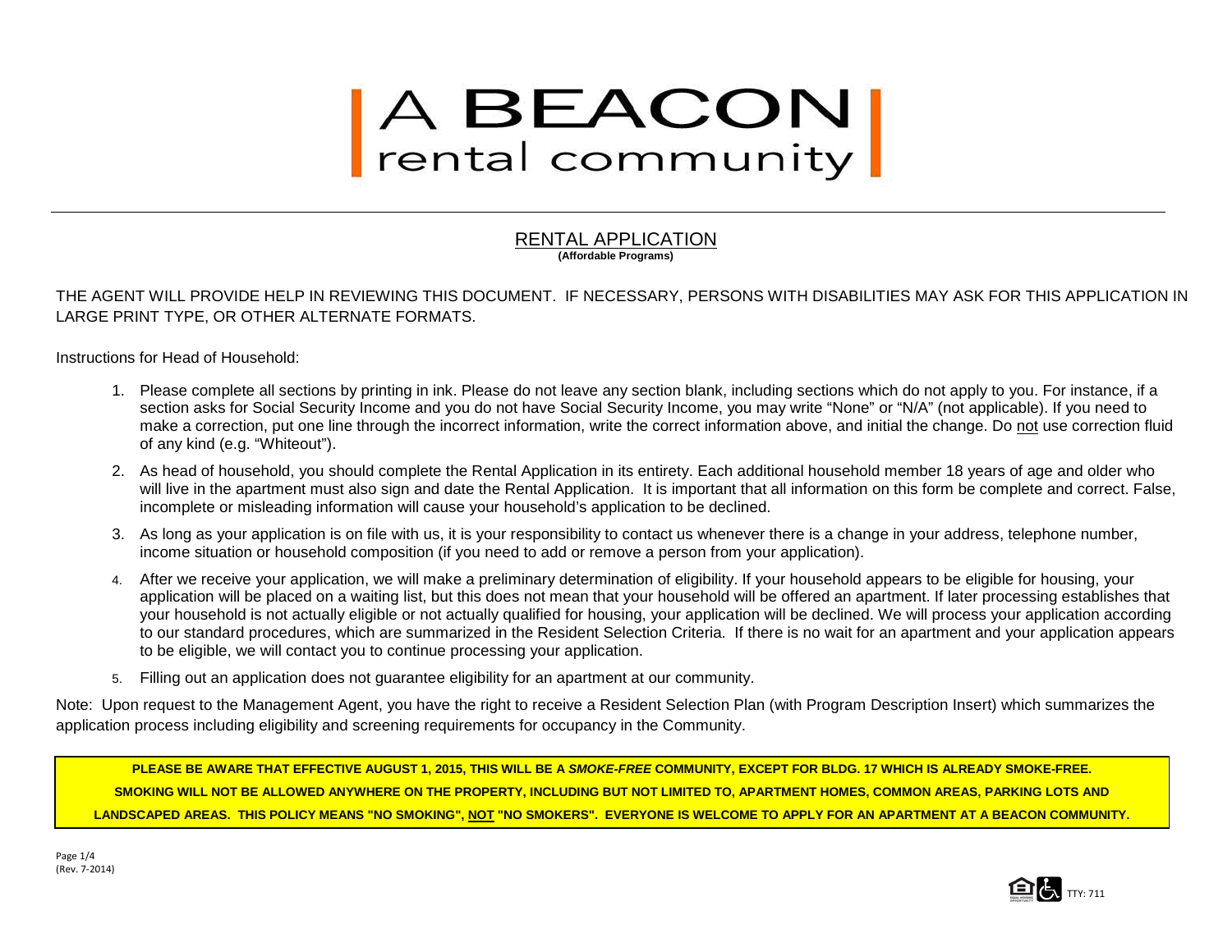# A BEACON rental community

## RENTAL APPLICATION

**(Affordable Programs)**

THE AGENT WILL PROVIDE HELP IN REVIEWING THIS DOCUMENT. IF NECESSARY, PERSONS WITH DISABILITIES MAY ASK FOR THIS APPLICATION IN LARGE PRINT TYPE, OR OTHER ALTERNATE FORMATS.

Instructions for Head of Household:

1. Please complete all sections by printing in ink. Please do not leave any section blank, including sections which do not apply to you. For instance, if a section asks for Social Security Income and you do not have Social Security Income, you may write "None" or "N/A" (not applicable). If you need to make a correction, put one line through the incorrect information, write the correct information above, and initial the change. Do not use correction fluid of any kind (e.g. "Whiteout").
2. As head of household, you should complete the Rental Application in its entirety. Each additional household member 18 years of age and older who will live in the apartment must also sign and date the Rental Application. It is important that all information on this form be complete and correct. False, incomplete or misleading information will cause your household's application to be declined.
3. As long as your application is on file with us, it is your responsibility to contact us whenever there is a change in your address, telephone number, income situation or household composition (if you need to add or remove a person from your application).
4. After we receive your application, we will make a preliminary determination of eligibility. If your household appears to be eligible for housing, your application will be placed on a waiting list, but this does not mean that your household will be offered an apartment. If later processing establishes that your household is not actually eligible or not actually qualified for housing, your application will be declined. We will process your application according to our standard procedures, which are summarized in the Resident Selection Criteria. If there is no wait for an apartment and your application appears to be eligible, we will contact you to continue processing your application.
5. Filling out an application does not guarantee eligibility for an apartment at our community.

Note: Upon request to the Management Agent, you have the right to receive a Resident Selection Plan (with Program Description Insert) which summarizes the application process including eligibility and screening requirements for occupancy in the Community.

**PLEASE BE AWARE THAT EFFECTIVE AUGUST 1, 2015, THIS WILL BE A *SMOKE-FREE* COMMUNITY, EXCEPT FOR BLDG. 17 WHICH IS ALREADY SMOKE-FREE. SMOKING WILL NOT BE ALLOWED ANYWHERE ON THE PROPERTY, INCLUDING BUT NOT LIMITED TO, APARTMENT HOMES, COMMON AREAS, PARKING LOTS AND LANDSCAPED AREAS. THIS POLICY MEANS "NO SMOKING", NOT "NO SMOKERS". EVERYONE IS WELCOME TO APPLY FOR AN APARTMENT AT A BEACON COMMUNITY.**

(Rev. 7-2014)

TTY: 711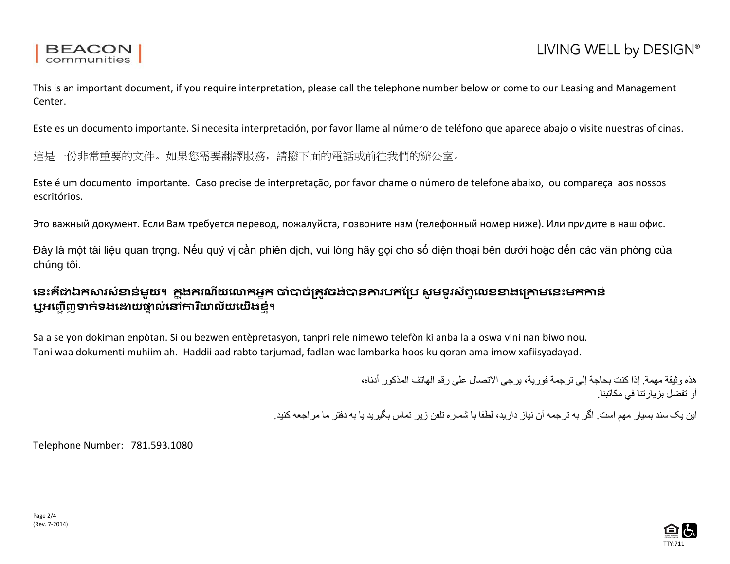BEACON communities

LIVING WELL by DESIGN®

This is an important document, if you require interpretation, please call the telephone number below or come to our Leasing and Management Center.

Este es un documento importante. Si necesita interpretación, por favor llame al número de teléfono que aparece abajo o visite nuestras oficinas.

這是一份非常重要的文件。如果您需要翻譯服務，請撥下面的電話或前往我們的辦公室。

Este é um documento importante. Caso precise de interpretação, por favor chame o número de telefone abaixo, ou compareça aos nossos escritórios.

Это важный документ. Если Вам требуется перевод, пожалуйста, позвоните нам (телефонный номер ниже). Или придите в наш офис.

Đây là một tài liệu quan trọng. Nếu quý vị cần phiên dịch, vui lòng hãy gọi cho số điện thoại bên dưới hoặc đến các văn phòng của chúng tôi.

**នេះគឺជាឯកសារសំខាន់មួយ។ ក្នុងករណីយលោកអ្នក ចាំបាច់ត្រូវចង់បានការបកប្រែ សូមទូរស័ព្ទលេខខាងក្រោមនេះមកកាន់ ឬអញ្ជើញទាក់ទងដោយផ្ទាល់នៅការិយាល័យយើងខ្ញុំ។**

Sa a se yon dokiman enpòtan. Si ou bezwen entèpretasyon, tanpri rele nimewo telefòn ki anba la a oswa vini nan biwo nou.
Tani waa dokumenti muhiim ah. Haddii aad rabto tarjumad, fadlan wac lambarka hoos ku qoran ama imow xafiisyadayad.

هذه وثيقة مهمة. إذا كنت بحاجة إلى ترجمة فورية، يرجى الاتصال على رقم الهاتف المذكور أدناه،
أو تفضل بزيارتنا في مكاتبنا.

این یک سند بسیار مهم است. اگر به ترجمه آن نیاز دارید، لطفا با شماره تلفن زیر تماس بگیرید یا به دفتر ما مراجعه کنید.

Telephone Number: 781.593.1080

(Rev. 7-2014)

TTY:711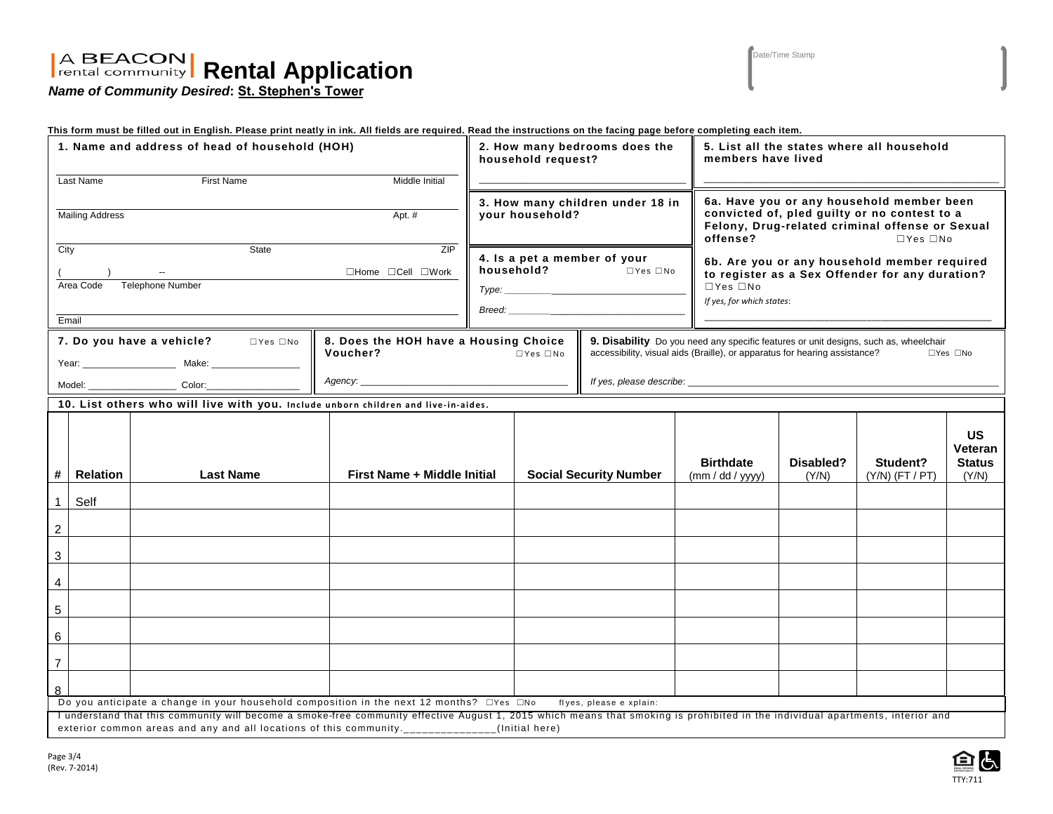A BEACON rental community

# Rental Application

***Name of Community Desired*: St. Stephen's Tower**

Date/Time Stamp

**This form must be filled out in English. Please print neatly in ink. All fields are required. Read the instructions on the facing page before completing each item.**

**1. Name and address of head of household (HOH)**

Last Name First Name Middle Initial

Mailing Address Apt. #

City State ZIP

( ) -- ☐Home ☐Cell ☐Work

Area Code Telephone Number

Email

**2. How many bedrooms does the household request?**

___________________________________

**3. How many children under 18 in your household?**

**4. Is a pet a member of your household?** ☐Yes ☐No

*Type:* ___________________________

*Breed:* ___________________________

**5. List all the states where all household members have lived**

___________________________________________________

**6a. Have you or any household member been convicted of, pled guilty or no contest to a Felony, Drug-related criminal offense or Sexual offense?** ☐Yes ☐No

**6b. Are you or any household member required to register as a Sex Offender for any duration?** ☐Yes ☐No

*If yes, for which states*:

___________________________________________________

**7. Do you have a vehicle?** ☐Yes ☐No

Year: _________________ Make: ________________

Model: ________________ Color: _________________

**8. Does the HOH have a Housing Choice Voucher?** ☐Yes ☐No

*Agency*: _______________________________________

**9. Disability** Do you need any specific features or unit designs, such as, wheelchair accessibility, visual aids (Braille), or apparatus for hearing assistance? ☐Yes ☐No

*If yes, please describe*: ___________________________________________________

**10. List others who will live with you.** **Include unborn children and live-in-aides.**

| # | Relation | Last Name | First Name + Middle Initial | Social Security Number | Birthdate (mm / dd / yyyy) | Disabled? (Y/N) | Student? (Y/N) (FT / PT) | US Veteran Status (Y/N) |
|---|---|---|---|---|---|---|---|---|
| 1 | Self | | | | | | | |
| 2 | | | | | | | | |
| 3 | | | | | | | | |
| 4 | | | | | | | | |
| 5 | | | | | | | | |
| 6 | | | | | | | | |
| 7 | | | | | | | | |
| 8 | | | | | | | | |

Do you anticipate a change in your household composition in the next 12 months? ☐Yes ☐No If yes, please explain:

I understand that this community will become a smoke-free community effective August 1, 2015 which means that smoking is prohibited in the individual apartments, interior and exterior common areas and any and all locations of this community.______________(Initial here)

(Rev. 7-2014)

TTY:711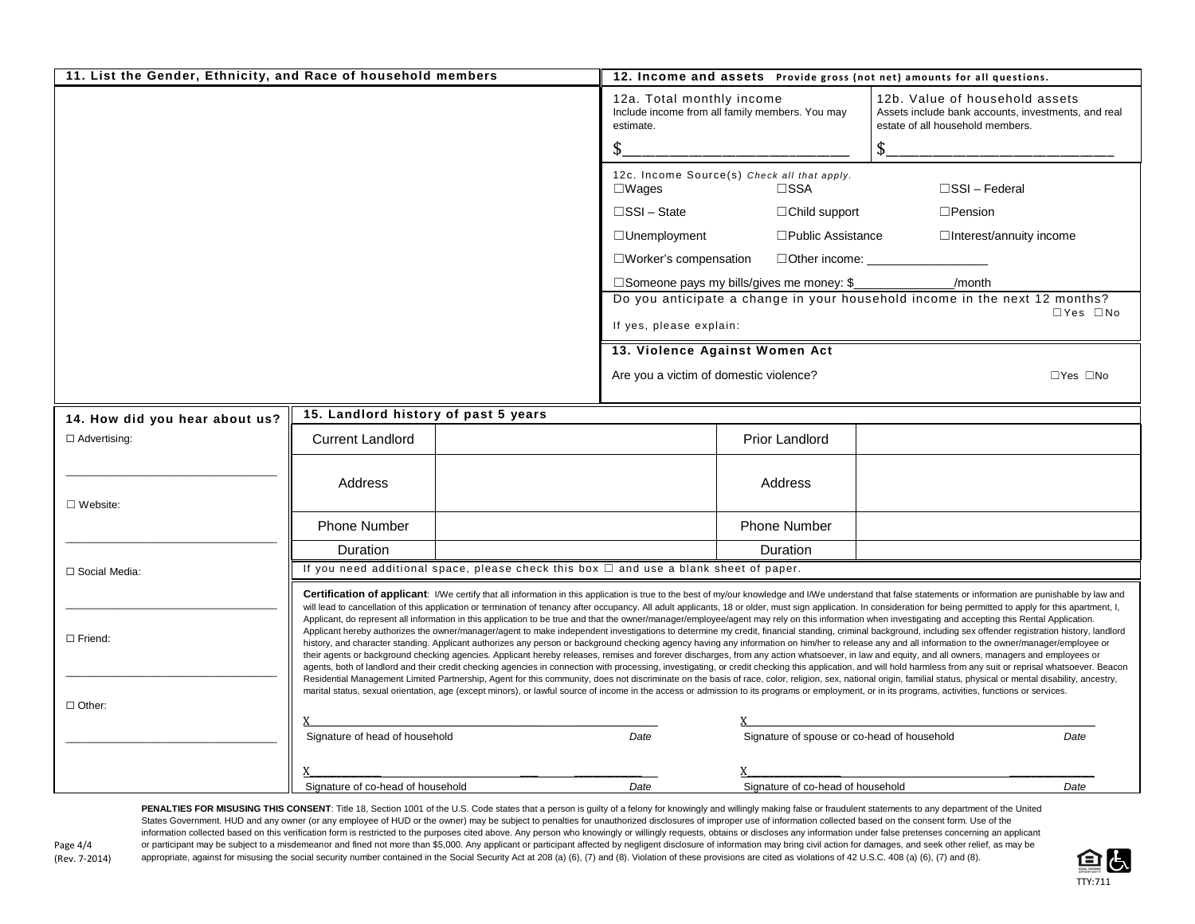## 11. List the Gender, Ethnicity, and Race of household members

## 12. Income and assets Provide gross (not net) amounts for all questions.

**12a. Total monthly income**
Include income from all family members. You may estimate.

$________________________

**12b. Value of household assets**
Assets include bank accounts, investments, and real estate of all household members.

$________________________

**12c. Income Source(s)** *Check all that apply.*

| | | |
|---|---|---|
| ☐Wages | ☐SSA | ☐SSI – Federal |
| ☐SSI – State | ☐Child support | ☐Pension |
| ☐Unemployment | ☐Public Assistance | ☐Interest/annuity income |
| ☐Worker's compensation | ☐Other income: _______________ | |

☐Someone pays my bills/gives me money: $_____________/month

Do you anticipate a change in your household income in the next 12 months? ☐Yes ☐No

If yes, please explain:

## 13. Violence Against Women Act

Are you a victim of domestic violence? ☐Yes ☐No

## 14. How did you hear about us?

☐ Advertising:

______________________________

☐ Website:

______________________________

☐ Social Media:

______________________________

☐ Friend:

______________________________

☐ Other:

______________________________

## 15. Landlord history of past 5 years

| Current Landlord | | Prior Landlord | |
|---|---|---|---|
| Address | | Address | |
| Phone Number | | Phone Number | |
| Duration | | Duration | |

If you need additional space, please check this box ☐ and use a blank sheet of paper.

**Certification of applicant**: I/We certify that all information in this application is true to the best of my/our knowledge and I/We understand that false statements or information are punishable by law and will lead to cancellation of this application or termination of tenancy after occupancy. All adult applicants, 18 or older, must sign application. In consideration for being permitted to apply for this apartment, I, Applicant, do represent all information in this application to be true and that the owner/manager/employee/agent may rely on this information when investigating and accepting this Rental Application. Applicant hereby authorizes the owner/manager/agent to make independent investigations to determine my credit, financial standing, criminal background, including sex offender registration history, landlord history, and character standing. Applicant authorizes any person or background checking agency having any information on him/her to release any and all information to the owner/manager/employee or their agents or background checking agencies. Applicant hereby releases, remises and forever discharges, from any action whatsoever, in law and equity, and all owners, managers and employees or agents, both of landlord and their credit checking agencies in connection with processing, investigating, or credit checking this application, and will hold harmless from any suit or reprisal whatsoever. Beacon Residential Management Limited Partnership, Agent for this community, does not discriminate on the basis of race, color, religion, sex, national origin, familial status, physical or mental disability, ancestry, marital status, sexual orientation, age (except minors), or lawful source of income in the access or admission to its programs or employment, or in its programs, activities, functions or services.

| | | | |
|---|---|---|---|
| X | | X | |
| Signature of head of household | *Date* | Signature of spouse or co-head of household | *Date* |
| X | | X | |
| Signature of co-head of household | *Date* | Signature of co-head of household | *Date* |

**PENALTIES FOR MISUSING THIS CONSENT**: Title 18, Section 1001 of the U.S. Code states that a person is guilty of a felony for knowingly and willingly making false or fraudulent statements to any department of the United States Government. HUD and any owner (or any employee of HUD or the owner) may be subject to penalties for unauthorized disclosures of improper use of information collected based on the consent form. Use of the information collected based on this verification form is restricted to the purposes cited above. Any person who knowingly or willingly requests, obtains or discloses any information under false pretenses concerning an applicant or participant may be subject to a misdemeanor and fined not more than $5,000. Any applicant or participant affected by negligent disclosure of information may bring civil action for damages, and seek other relief, as may be appropriate, against for misusing the social security number contained in the Social Security Act at 208 (a) (6), (7) and (8). Violation of these provisions are cited as violations of 42 U.S.C. 408 (a) (6), (7) and (8).

(Rev. 7-2014)

TTY:711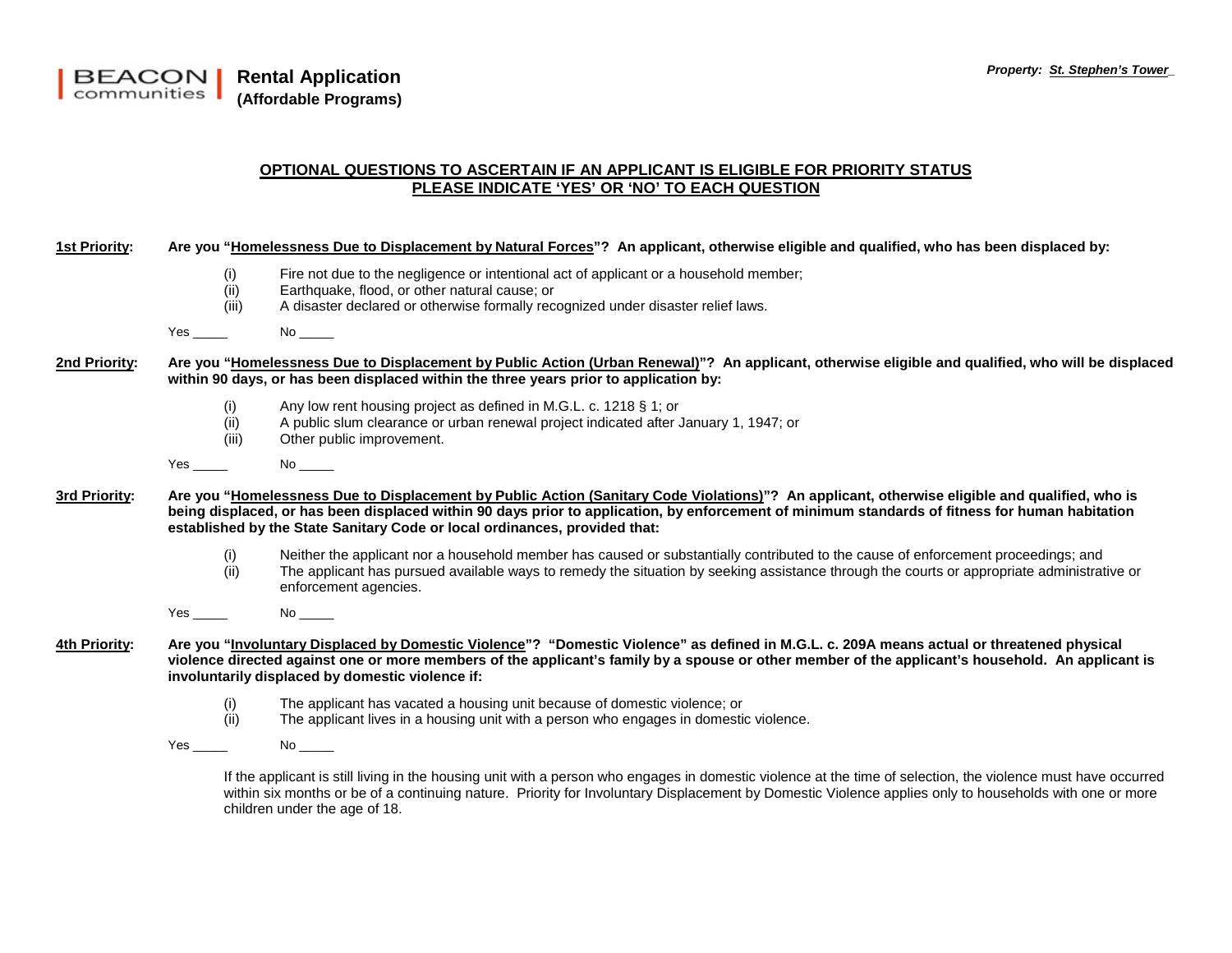**BEACON communities** | **Rental Application (Affordable Programs)**

***Property: St. Stephen's Tower***

**OPTIONAL QUESTIONS TO ASCERTAIN IF AN APPLICANT IS ELIGIBLE FOR PRIORITY STATUS**
**PLEASE INDICATE 'YES' OR 'NO' TO EACH QUESTION**

**1st Priority: Are you "Homelessness Due to Displacement by Natural Forces"? An applicant, otherwise eligible and qualified, who has been displaced by:**

- (i) Fire not due to the negligence or intentional act of applicant or a household member;
- (ii) Earthquake, flood, or other natural cause; or
- (iii) A disaster declared or otherwise formally recognized under disaster relief laws.

Yes _____ No _____

**2nd Priority: Are you "Homelessness Due to Displacement by Public Action (Urban Renewal)"? An applicant, otherwise eligible and qualified, who will be displaced within 90 days, or has been displaced within the three years prior to application by:**

- (i) Any low rent housing project as defined in M.G.L. c. 1218 § 1; or
- (ii) A public slum clearance or urban renewal project indicated after January 1, 1947; or
- (iii) Other public improvement.

Yes _____ No _____

**3rd Priority: Are you "Homelessness Due to Displacement by Public Action (Sanitary Code Violations)"? An applicant, otherwise eligible and qualified, who is being displaced, or has been displaced within 90 days prior to application, by enforcement of minimum standards of fitness for human habitation established by the State Sanitary Code or local ordinances, provided that:**

- (i) Neither the applicant nor a household member has caused or substantially contributed to the cause of enforcement proceedings; and
- (ii) The applicant has pursued available ways to remedy the situation by seeking assistance through the courts or appropriate administrative or enforcement agencies.

Yes _____ No _____

**4th Priority: Are you "Involuntary Displaced by Domestic Violence"? "Domestic Violence" as defined in M.G.L. c. 209A means actual or threatened physical violence directed against one or more members of the applicant's family by a spouse or other member of the applicant's household. An applicant is involuntarily displaced by domestic violence if:**

- (i) The applicant has vacated a housing unit because of domestic violence; or
- (ii) The applicant lives in a housing unit with a person who engages in domestic violence.

Yes _____ No _____

If the applicant is still living in the housing unit with a person who engages in domestic violence at the time of selection, the violence must have occurred within six months or be of a continuing nature. Priority for Involuntary Displacement by Domestic Violence applies only to households with one or more children under the age of 18.